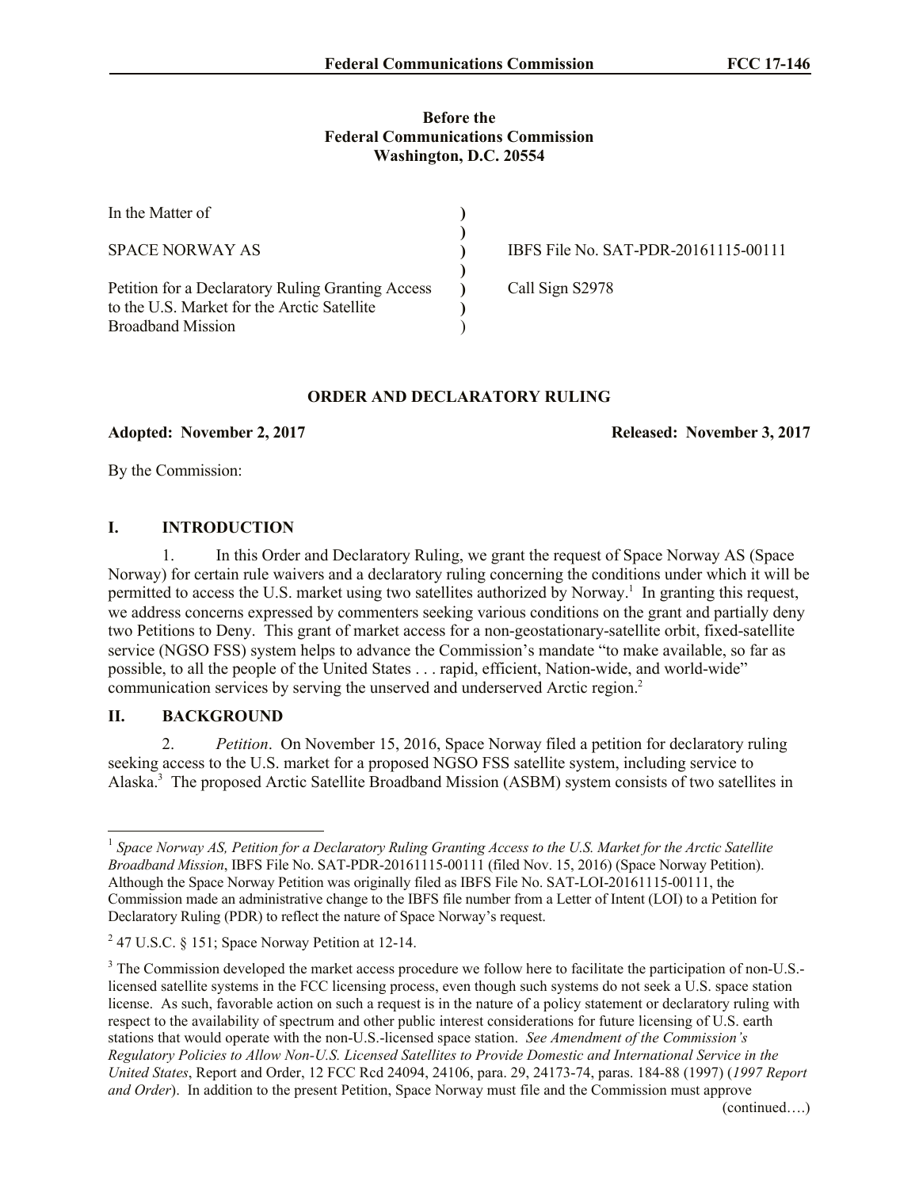**Before the**
**Federal Communications Commission**
**Washington, D.C. 20554**

| | | |
|---|---|---|
| In the Matter of | ) | |
| | ) | |
| SPACE NORWAY AS | ) | IBFS File No. SAT-PDR-20161115-00111 |
| | ) | |
| Petition for a Declaratory Ruling Granting Access to the U.S. Market for the Arctic Satellite Broadband Mission | ) | Call Sign S2978 |

## ORDER AND DECLARATORY RULING

**Adopted: November 2, 2017** **Released: November 3, 2017**

By the Commission:

## I. INTRODUCTION

1. In this Order and Declaratory Ruling, we grant the request of Space Norway AS (Space Norway) for certain rule waivers and a declaratory ruling concerning the conditions under which it will be permitted to access the U.S. market using two satellites authorized by Norway.[1] In granting this request, we address concerns expressed by commenters seeking various conditions on the grant and partially deny two Petitions to Deny. This grant of market access for a non-geostationary-satellite orbit, fixed-satellite service (NGSO FSS) system helps to advance the Commission's mandate "to make available, so far as possible, to all the people of the United States . . . rapid, efficient, Nation-wide, and world-wide" communication services by serving the unserved and underserved Arctic region.[2]

## II. BACKGROUND

2. *Petition*. On November 15, 2016, Space Norway filed a petition for declaratory ruling seeking access to the U.S. market for a proposed NGSO FSS satellite system, including service to Alaska.[3] The proposed Arctic Satellite Broadband Mission (ASBM) system consists of two satellites in

---

[1] *Space Norway AS, Petition for a Declaratory Ruling Granting Access to the U.S. Market for the Arctic Satellite Broadband Mission*, IBFS File No. SAT-PDR-20161115-00111 (filed Nov. 15, 2016) (Space Norway Petition). Although the Space Norway Petition was originally filed as IBFS File No. SAT-LOI-20161115-00111, the Commission made an administrative change to the IBFS file number from a Letter of Intent (LOI) to a Petition for Declaratory Ruling (PDR) to reflect the nature of Space Norway's request.

[2] 47 U.S.C. § 151; Space Norway Petition at 12-14.

[3] The Commission developed the market access procedure we follow here to facilitate the participation of non-U.S.-licensed satellite systems in the FCC licensing process, even though such systems do not seek a U.S. space station license. As such, favorable action on such a request is in the nature of a policy statement or declaratory ruling with respect to the availability of spectrum and other public interest considerations for future licensing of U.S. earth stations that would operate with the non-U.S.-licensed space station. *See Amendment of the Commission's Regulatory Policies to Allow Non-U.S. Licensed Satellites to Provide Domestic and International Service in the United States*, Report and Order, 12 FCC Rcd 24094, 24106, para. 29, 24173-74, paras. 184-88 (1997) (*1997 Report and Order*). In addition to the present Petition, Space Norway must file and the Commission must approve

(continued….)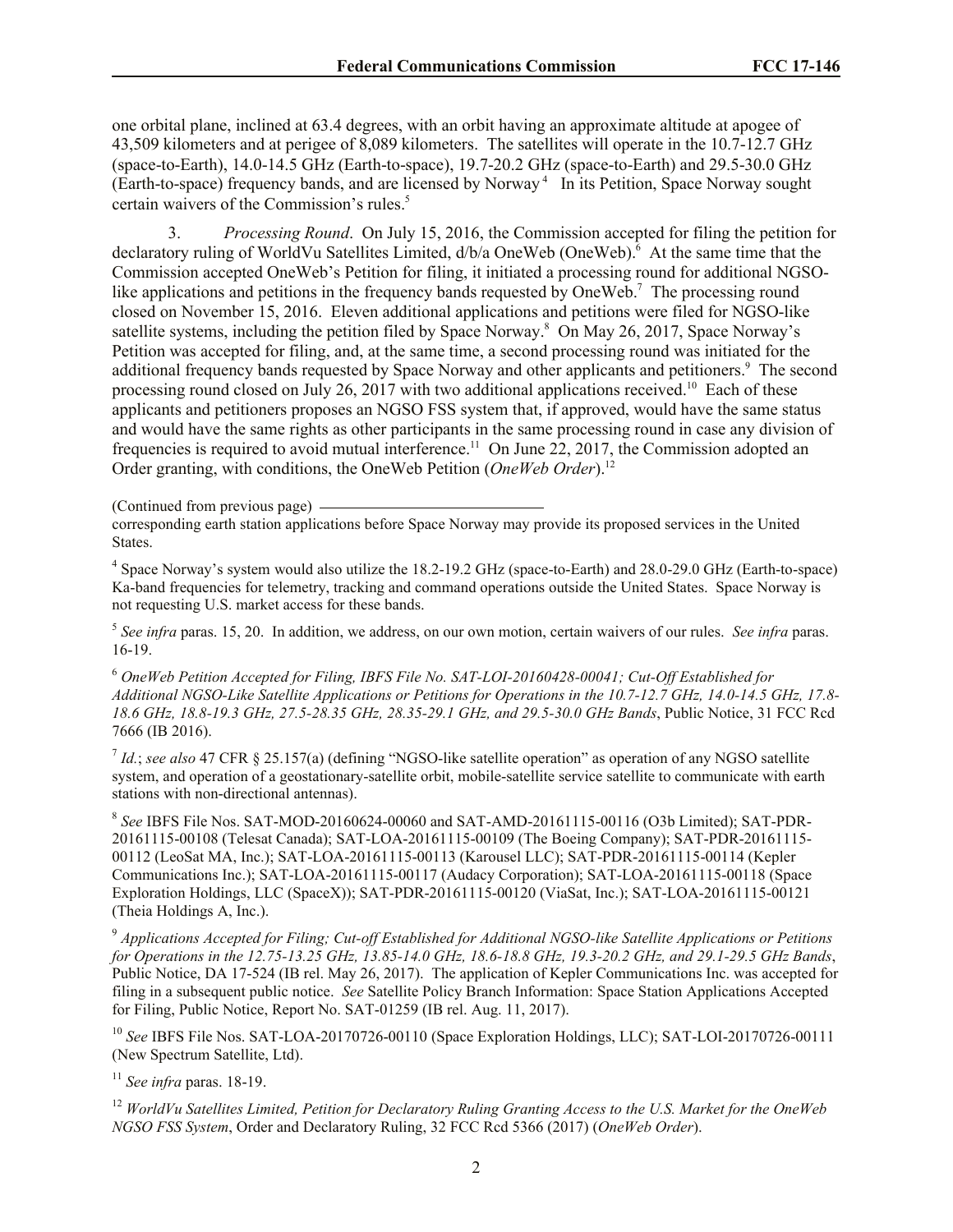one orbital plane, inclined at 63.4 degrees, with an orbit having an approximate altitude at apogee of 43,509 kilometers and at perigee of 8,089 kilometers. The satellites will operate in the 10.7-12.7 GHz (space-to-Earth), 14.0-14.5 GHz (Earth-to-space), 19.7-20.2 GHz (space-to-Earth) and 29.5-30.0 GHz (Earth-to-space) frequency bands, and are licensed by Norway[4] In its Petition, Space Norway sought certain waivers of the Commission's rules.[5]

3. *Processing Round*. On July 15, 2016, the Commission accepted for filing the petition for declaratory ruling of WorldVu Satellites Limited, d/b/a OneWeb (OneWeb).[6] At the same time that the Commission accepted OneWeb's Petition for filing, it initiated a processing round for additional NGSO-like applications and petitions in the frequency bands requested by OneWeb.[7] The processing round closed on November 15, 2016. Eleven additional applications and petitions were filed for NGSO-like satellite systems, including the petition filed by Space Norway.[8] On May 26, 2017, Space Norway's Petition was accepted for filing, and, at the same time, a second processing round was initiated for the additional frequency bands requested by Space Norway and other applicants and petitioners.[9] The second processing round closed on July 26, 2017 with two additional applications received.[10] Each of these applicants and petitioners proposes an NGSO FSS system that, if approved, would have the same status and would have the same rights as other participants in the same processing round in case any division of frequencies is required to avoid mutual interference.[11] On June 22, 2017, the Commission adopted an Order granting, with conditions, the OneWeb Petition (*OneWeb Order*).[12]

(Continued from previous page)
corresponding earth station applications before Space Norway may provide its proposed services in the United States.

[4] Space Norway's system would also utilize the 18.2-19.2 GHz (space-to-Earth) and 28.0-29.0 GHz (Earth-to-space) Ka-band frequencies for telemetry, tracking and command operations outside the United States. Space Norway is not requesting U.S. market access for these bands.

[5] *See infra* paras. 15, 20. In addition, we address, on our own motion, certain waivers of our rules. *See infra* paras. 16-19.

[6] *OneWeb Petition Accepted for Filing, IBFS File No. SAT-LOI-20160428-00041; Cut-Off Established for Additional NGSO-Like Satellite Applications or Petitions for Operations in the 10.7-12.7 GHz, 14.0-14.5 GHz, 17.8-18.6 GHz, 18.8-19.3 GHz, 27.5-28.35 GHz, 28.35-29.1 GHz, and 29.5-30.0 GHz Bands*, Public Notice, 31 FCC Rcd 7666 (IB 2016).

[7] *Id.*; *see also* 47 CFR § 25.157(a) (defining "NGSO-like satellite operation" as operation of any NGSO satellite system, and operation of a geostationary-satellite orbit, mobile-satellite service satellite to communicate with earth stations with non-directional antennas).

[8] *See* IBFS File Nos. SAT-MOD-20160624-00060 and SAT-AMD-20161115-00116 (O3b Limited); SAT-PDR-20161115-00108 (Telesat Canada); SAT-LOA-20161115-00109 (The Boeing Company); SAT-PDR-20161115-00112 (LeoSat MA, Inc.); SAT-LOA-20161115-00113 (Karousel LLC); SAT-PDR-20161115-00114 (Kepler Communications Inc.); SAT-LOA-20161115-00117 (Audacy Corporation); SAT-LOA-20161115-00118 (Space Exploration Holdings, LLC (SpaceX)); SAT-PDR-20161115-00120 (ViaSat, Inc.); SAT-LOA-20161115-00121 (Theia Holdings A, Inc.).

[9] *Applications Accepted for Filing; Cut-off Established for Additional NGSO-like Satellite Applications or Petitions for Operations in the 12.75-13.25 GHz, 13.85-14.0 GHz, 18.6-18.8 GHz, 19.3-20.2 GHz, and 29.1-29.5 GHz Bands*, Public Notice, DA 17-524 (IB rel. May 26, 2017). The application of Kepler Communications Inc. was accepted for filing in a subsequent public notice. *See* Satellite Policy Branch Information: Space Station Applications Accepted for Filing, Public Notice, Report No. SAT-01259 (IB rel. Aug. 11, 2017).

[10] *See* IBFS File Nos. SAT-LOA-20170726-00110 (Space Exploration Holdings, LLC); SAT-LOI-20170726-00111 (New Spectrum Satellite, Ltd).

[11] *See infra* paras. 18-19.

[12] *WorldVu Satellites Limited, Petition for Declaratory Ruling Granting Access to the U.S. Market for the OneWeb NGSO FSS System*, Order and Declaratory Ruling, 32 FCC Rcd 5366 (2017) (*OneWeb Order*).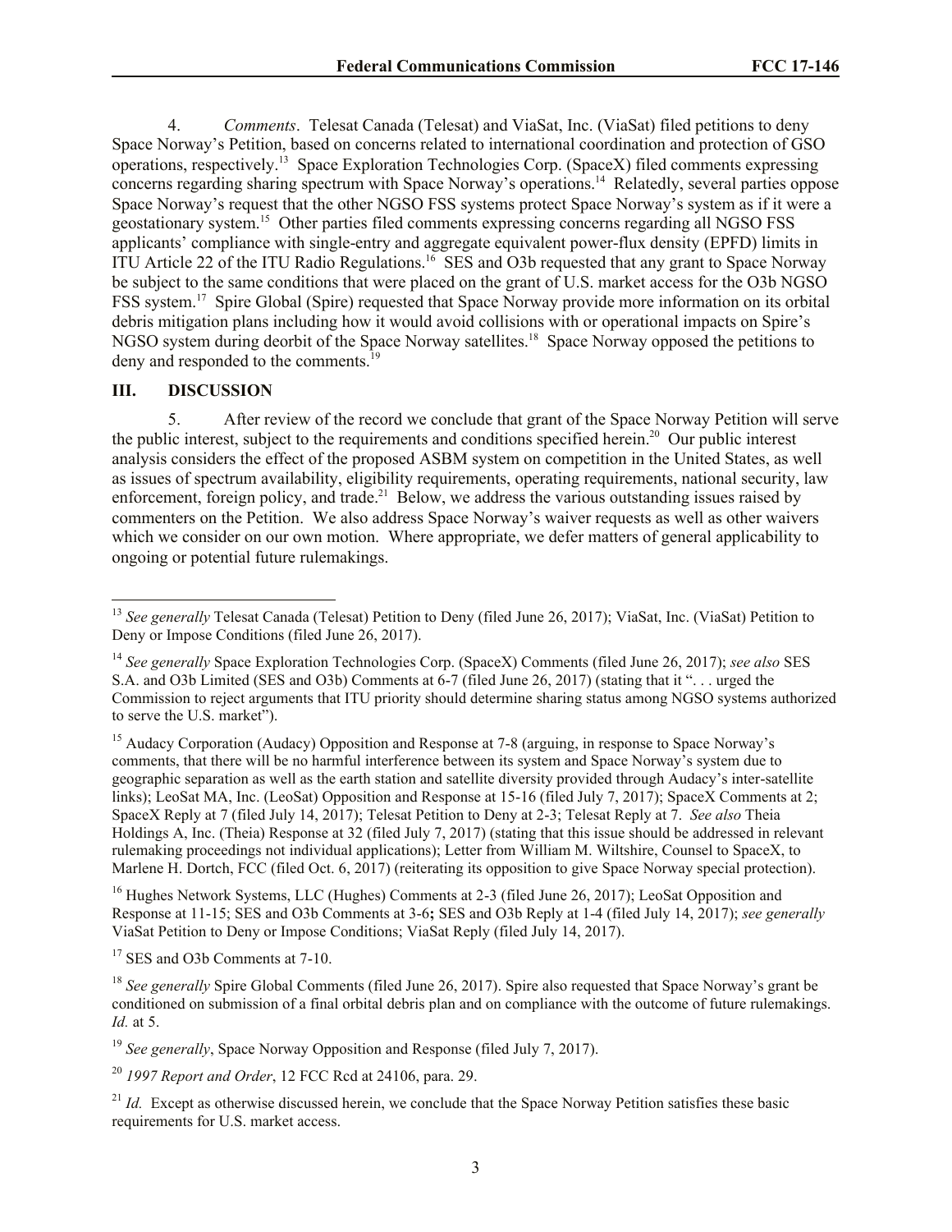4. *Comments*. Telesat Canada (Telesat) and ViaSat, Inc. (ViaSat) filed petitions to deny Space Norway's Petition, based on concerns related to international coordination and protection of GSO operations, respectively.[13] Space Exploration Technologies Corp. (SpaceX) filed comments expressing concerns regarding sharing spectrum with Space Norway's operations.[14] Relatedly, several parties oppose Space Norway's request that the other NGSO FSS systems protect Space Norway's system as if it were a geostationary system.[15] Other parties filed comments expressing concerns regarding all NGSO FSS applicants' compliance with single-entry and aggregate equivalent power-flux density (EPFD) limits in ITU Article 22 of the ITU Radio Regulations.[16] SES and O3b requested that any grant to Space Norway be subject to the same conditions that were placed on the grant of U.S. market access for the O3b NGSO FSS system.[17] Spire Global (Spire) requested that Space Norway provide more information on its orbital debris mitigation plans including how it would avoid collisions with or operational impacts on Spire's NGSO system during deorbit of the Space Norway satellites.[18] Space Norway opposed the petitions to deny and responded to the comments.[19]

## III. DISCUSSION

5. After review of the record we conclude that grant of the Space Norway Petition will serve the public interest, subject to the requirements and conditions specified herein.[20] Our public interest analysis considers the effect of the proposed ASBM system on competition in the United States, as well as issues of spectrum availability, eligibility requirements, operating requirements, national security, law enforcement, foreign policy, and trade.[21] Below, we address the various outstanding issues raised by commenters on the Petition. We also address Space Norway's waiver requests as well as other waivers which we consider on our own motion. Where appropriate, we defer matters of general applicability to ongoing or potential future rulemakings.

---

[13] *See generally* Telesat Canada (Telesat) Petition to Deny (filed June 26, 2017); ViaSat, Inc. (ViaSat) Petition to Deny or Impose Conditions (filed June 26, 2017).

[14] *See generally* Space Exploration Technologies Corp. (SpaceX) Comments (filed June 26, 2017); *see also* SES S.A. and O3b Limited (SES and O3b) Comments at 6-7 (filed June 26, 2017) (stating that it ". . . urged the Commission to reject arguments that ITU priority should determine sharing status among NGSO systems authorized to serve the U.S. market").

[15] Audacy Corporation (Audacy) Opposition and Response at 7-8 (arguing, in response to Space Norway's comments, that there will be no harmful interference between its system and Space Norway's system due to geographic separation as well as the earth station and satellite diversity provided through Audacy's inter-satellite links); LeoSat MA, Inc. (LeoSat) Opposition and Response at 15-16 (filed July 7, 2017); SpaceX Comments at 2; SpaceX Reply at 7 (filed July 14, 2017); Telesat Petition to Deny at 2-3; Telesat Reply at 7. *See also* Theia Holdings A, Inc. (Theia) Response at 32 (filed July 7, 2017) (stating that this issue should be addressed in relevant rulemaking proceedings not individual applications); Letter from William M. Wiltshire, Counsel to SpaceX, to Marlene H. Dortch, FCC (filed Oct. 6, 2017) (reiterating its opposition to give Space Norway special protection).

[16] Hughes Network Systems, LLC (Hughes) Comments at 2-3 (filed June 26, 2017); LeoSat Opposition and Response at 11-15; SES and O3b Comments at 3-6**;** SES and O3b Reply at 1-4 (filed July 14, 2017); *see generally* ViaSat Petition to Deny or Impose Conditions; ViaSat Reply (filed July 14, 2017).

[17] SES and O3b Comments at 7-10.

[18] *See generally* Spire Global Comments (filed June 26, 2017). Spire also requested that Space Norway's grant be conditioned on submission of a final orbital debris plan and on compliance with the outcome of future rulemakings. *Id.* at 5.

[19] *See generally*, Space Norway Opposition and Response (filed July 7, 2017).

[20] *1997 Report and Order*, 12 FCC Rcd at 24106, para. 29.

[21] *Id.* Except as otherwise discussed herein, we conclude that the Space Norway Petition satisfies these basic requirements for U.S. market access.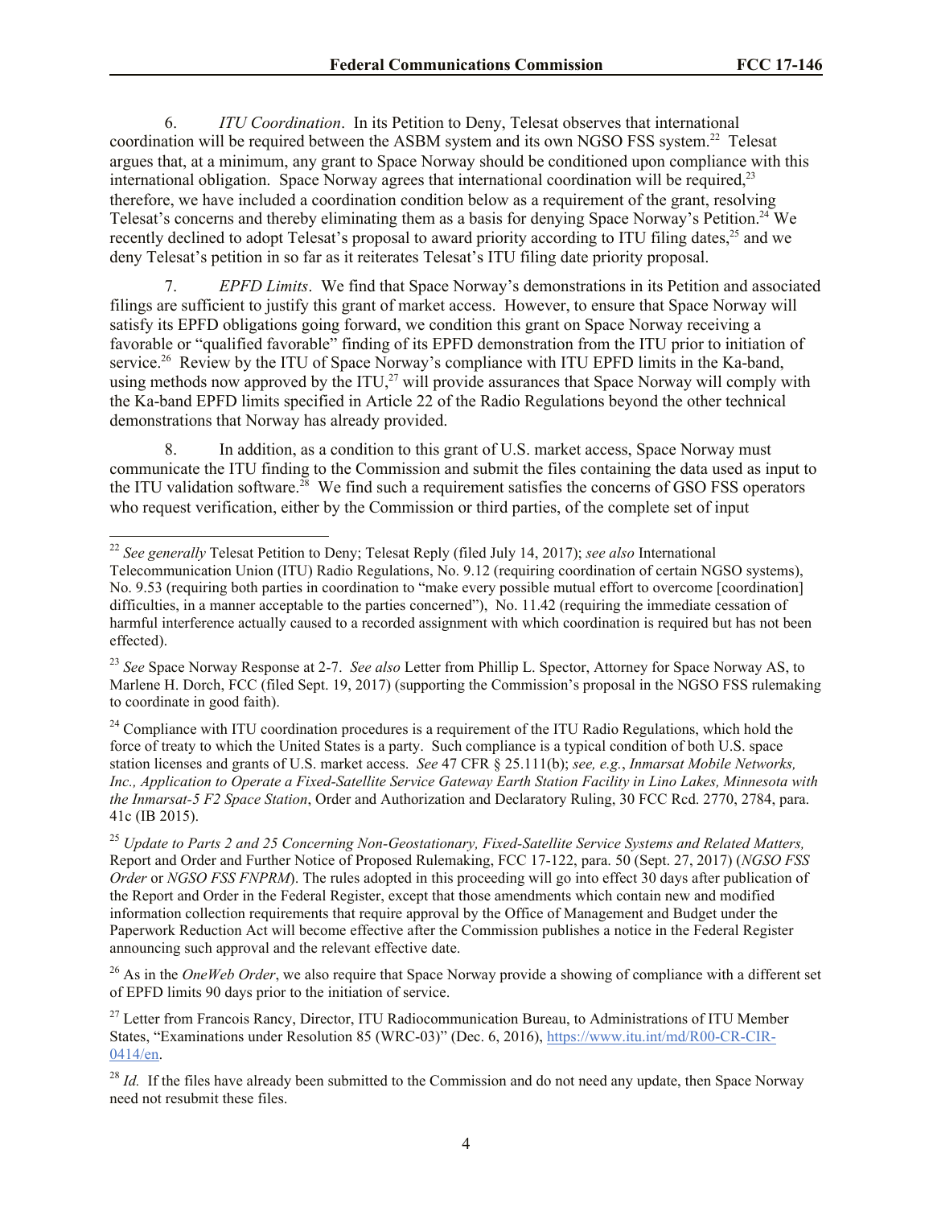6. *ITU Coordination*. In its Petition to Deny, Telesat observes that international coordination will be required between the ASBM system and its own NGSO FSS system.[22] Telesat argues that, at a minimum, any grant to Space Norway should be conditioned upon compliance with this international obligation. Space Norway agrees that international coordination will be required,[23] therefore, we have included a coordination condition below as a requirement of the grant, resolving Telesat's concerns and thereby eliminating them as a basis for denying Space Norway's Petition.[24] We recently declined to adopt Telesat's proposal to award priority according to ITU filing dates,[25] and we deny Telesat's petition in so far as it reiterates Telesat's ITU filing date priority proposal.

7. *EPFD Limits*. We find that Space Norway's demonstrations in its Petition and associated filings are sufficient to justify this grant of market access. However, to ensure that Space Norway will satisfy its EPFD obligations going forward, we condition this grant on Space Norway receiving a favorable or "qualified favorable" finding of its EPFD demonstration from the ITU prior to initiation of service.[26] Review by the ITU of Space Norway's compliance with ITU EPFD limits in the Ka-band, using methods now approved by the ITU,[27] will provide assurances that Space Norway will comply with the Ka-band EPFD limits specified in Article 22 of the Radio Regulations beyond the other technical demonstrations that Norway has already provided.

8. In addition, as a condition to this grant of U.S. market access, Space Norway must communicate the ITU finding to the Commission and submit the files containing the data used as input to the ITU validation software.[28] We find such a requirement satisfies the concerns of GSO FSS operators who request verification, either by the Commission or third parties, of the complete set of input

---

[22] *See generally* Telesat Petition to Deny; Telesat Reply (filed July 14, 2017); *see also* International Telecommunication Union (ITU) Radio Regulations, No. 9.12 (requiring coordination of certain NGSO systems), No. 9.53 (requiring both parties in coordination to "make every possible mutual effort to overcome [coordination] difficulties, in a manner acceptable to the parties concerned"), No. 11.42 (requiring the immediate cessation of harmful interference actually caused to a recorded assignment with which coordination is required but has not been effected).

[23] *See* Space Norway Response at 2-7. *See also* Letter from Phillip L. Spector, Attorney for Space Norway AS, to Marlene H. Dorch, FCC (filed Sept. 19, 2017) (supporting the Commission's proposal in the NGSO FSS rulemaking to coordinate in good faith).

[24] Compliance with ITU coordination procedures is a requirement of the ITU Radio Regulations, which hold the force of treaty to which the United States is a party. Such compliance is a typical condition of both U.S. space station licenses and grants of U.S. market access. *See* 47 CFR § 25.111(b); *see, e.g.*, *Inmarsat Mobile Networks, Inc., Application to Operate a Fixed-Satellite Service Gateway Earth Station Facility in Lino Lakes, Minnesota with the Inmarsat-5 F2 Space Station*, Order and Authorization and Declaratory Ruling, 30 FCC Rcd. 2770, 2784, para. 41c (IB 2015).

[25] *Update to Parts 2 and 25 Concerning Non-Geostationary, Fixed-Satellite Service Systems and Related Matters,* Report and Order and Further Notice of Proposed Rulemaking, FCC 17-122, para. 50 (Sept. 27, 2017) (*NGSO FSS Order* or *NGSO FSS FNPRM*). The rules adopted in this proceeding will go into effect 30 days after publication of the Report and Order in the Federal Register, except that those amendments which contain new and modified information collection requirements that require approval by the Office of Management and Budget under the Paperwork Reduction Act will become effective after the Commission publishes a notice in the Federal Register announcing such approval and the relevant effective date.

[26] As in the *OneWeb Order*, we also require that Space Norway provide a showing of compliance with a different set of EPFD limits 90 days prior to the initiation of service.

[27] Letter from Francois Rancy, Director, ITU Radiocommunication Bureau, to Administrations of ITU Member States, "Examinations under Resolution 85 (WRC-03)" (Dec. 6, 2016), https://www.itu.int/md/R00-CR-CIR-0414/en.

[28] *Id.* If the files have already been submitted to the Commission and do not need any update, then Space Norway need not resubmit these files.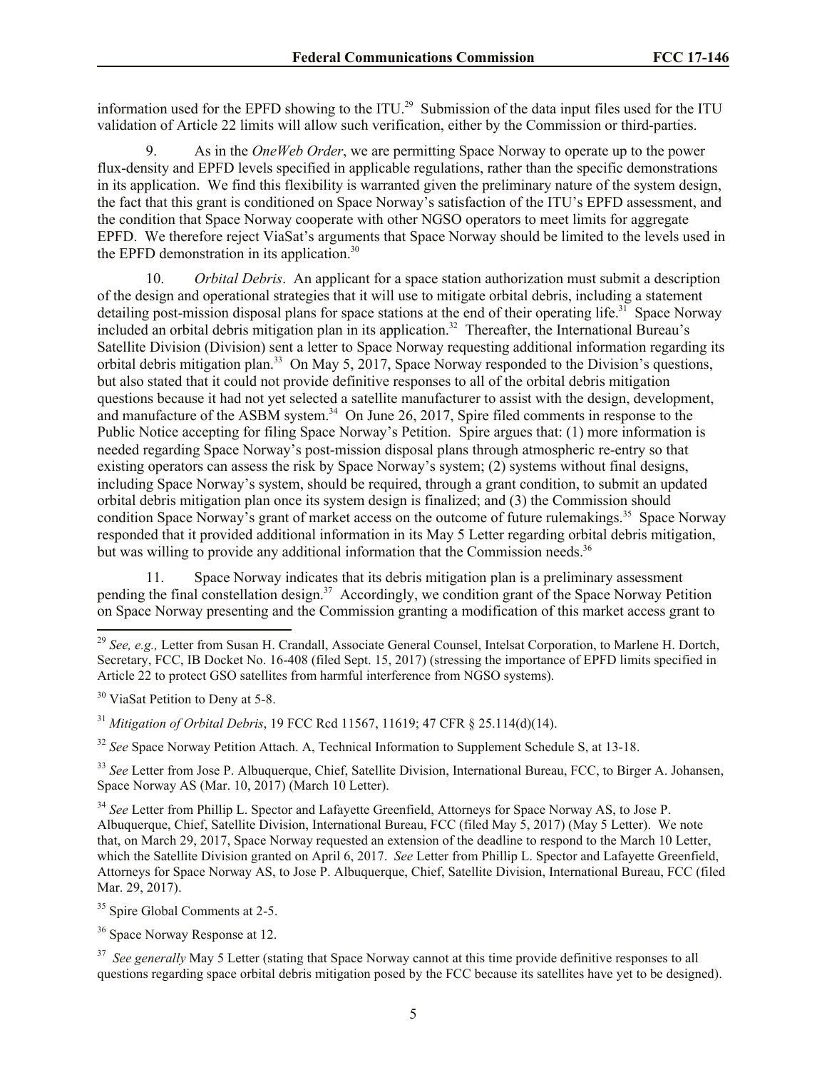information used for the EPFD showing to the ITU.[29] Submission of the data input files used for the ITU validation of Article 22 limits will allow such verification, either by the Commission or third-parties.

9. As in the *OneWeb Order*, we are permitting Space Norway to operate up to the power flux-density and EPFD levels specified in applicable regulations, rather than the specific demonstrations in its application. We find this flexibility is warranted given the preliminary nature of the system design, the fact that this grant is conditioned on Space Norway's satisfaction of the ITU's EPFD assessment, and the condition that Space Norway cooperate with other NGSO operators to meet limits for aggregate EPFD. We therefore reject ViaSat's arguments that Space Norway should be limited to the levels used in the EPFD demonstration in its application.[30]

10. *Orbital Debris*. An applicant for a space station authorization must submit a description of the design and operational strategies that it will use to mitigate orbital debris, including a statement detailing post-mission disposal plans for space stations at the end of their operating life.[31] Space Norway included an orbital debris mitigation plan in its application.[32] Thereafter, the International Bureau's Satellite Division (Division) sent a letter to Space Norway requesting additional information regarding its orbital debris mitigation plan.[33] On May 5, 2017, Space Norway responded to the Division's questions, but also stated that it could not provide definitive responses to all of the orbital debris mitigation questions because it had not yet selected a satellite manufacturer to assist with the design, development, and manufacture of the ASBM system.[34] On June 26, 2017, Spire filed comments in response to the Public Notice accepting for filing Space Norway's Petition. Spire argues that: (1) more information is needed regarding Space Norway's post-mission disposal plans through atmospheric re-entry so that existing operators can assess the risk by Space Norway's system; (2) systems without final designs, including Space Norway's system, should be required, through a grant condition, to submit an updated orbital debris mitigation plan once its system design is finalized; and (3) the Commission should condition Space Norway's grant of market access on the outcome of future rulemakings.[35] Space Norway responded that it provided additional information in its May 5 Letter regarding orbital debris mitigation, but was willing to provide any additional information that the Commission needs.[36]

11. Space Norway indicates that its debris mitigation plan is a preliminary assessment pending the final constellation design.[37] Accordingly, we condition grant of the Space Norway Petition on Space Norway presenting and the Commission granting a modification of this market access grant to

---

[29] *See, e.g.,* Letter from Susan H. Crandall, Associate General Counsel, Intelsat Corporation, to Marlene H. Dortch, Secretary, FCC, IB Docket No. 16-408 (filed Sept. 15, 2017) (stressing the importance of EPFD limits specified in Article 22 to protect GSO satellites from harmful interference from NGSO systems).

[30] ViaSat Petition to Deny at 5-8.

[31] *Mitigation of Orbital Debris*, 19 FCC Rcd 11567, 11619; 47 CFR § 25.114(d)(14).

[32] *See* Space Norway Petition Attach. A, Technical Information to Supplement Schedule S, at 13-18.

[33] *See* Letter from Jose P. Albuquerque, Chief, Satellite Division, International Bureau, FCC, to Birger A. Johansen, Space Norway AS (Mar. 10, 2017) (March 10 Letter).

[34] *See* Letter from Phillip L. Spector and Lafayette Greenfield, Attorneys for Space Norway AS, to Jose P. Albuquerque, Chief, Satellite Division, International Bureau, FCC (filed May 5, 2017) (May 5 Letter). We note that, on March 29, 2017, Space Norway requested an extension of the deadline to respond to the March 10 Letter, which the Satellite Division granted on April 6, 2017. *See* Letter from Phillip L. Spector and Lafayette Greenfield, Attorneys for Space Norway AS, to Jose P. Albuquerque, Chief, Satellite Division, International Bureau, FCC (filed Mar. 29, 2017).

[35] Spire Global Comments at 2-5.

[36] Space Norway Response at 12.

[37] *See generally* May 5 Letter (stating that Space Norway cannot at this time provide definitive responses to all questions regarding space orbital debris mitigation posed by the FCC because its satellites have yet to be designed).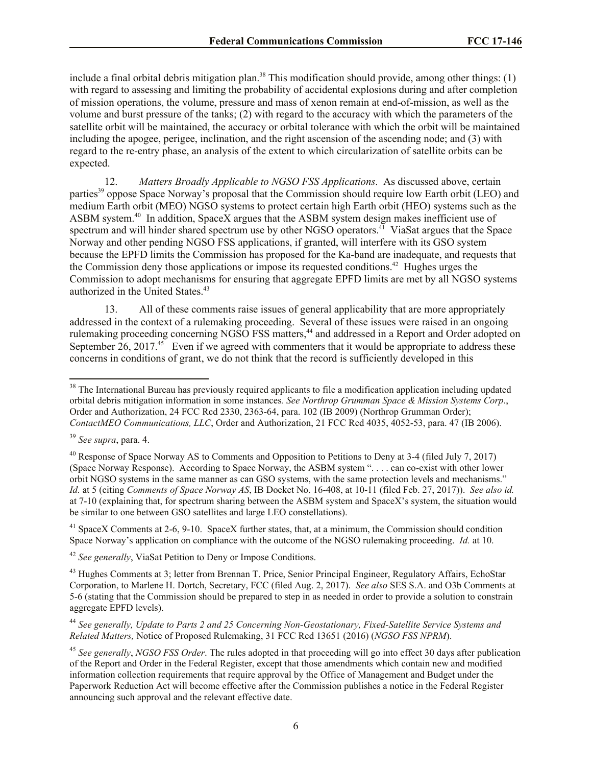include a final orbital debris mitigation plan.[38] This modification should provide, among other things: (1) with regard to assessing and limiting the probability of accidental explosions during and after completion of mission operations, the volume, pressure and mass of xenon remain at end-of-mission, as well as the volume and burst pressure of the tanks; (2) with regard to the accuracy with which the parameters of the satellite orbit will be maintained, the accuracy or orbital tolerance with which the orbit will be maintained including the apogee, perigee, inclination, and the right ascension of the ascending node; and (3) with regard to the re-entry phase, an analysis of the extent to which circularization of satellite orbits can be expected.

12. *Matters Broadly Applicable to NGSO FSS Applications*. As discussed above, certain parties[39] oppose Space Norway's proposal that the Commission should require low Earth orbit (LEO) and medium Earth orbit (MEO) NGSO systems to protect certain high Earth orbit (HEO) systems such as the ASBM system.[40] In addition, SpaceX argues that the ASBM system design makes inefficient use of spectrum and will hinder shared spectrum use by other NGSO operators.[41] ViaSat argues that the Space Norway and other pending NGSO FSS applications, if granted, will interfere with its GSO system because the EPFD limits the Commission has proposed for the Ka-band are inadequate, and requests that the Commission deny those applications or impose its requested conditions.[42] Hughes urges the Commission to adopt mechanisms for ensuring that aggregate EPFD limits are met by all NGSO systems authorized in the United States.[43]

13. All of these comments raise issues of general applicability that are more appropriately addressed in the context of a rulemaking proceeding. Several of these issues were raised in an ongoing rulemaking proceeding concerning NGSO FSS matters,[44] and addressed in a Report and Order adopted on September 26, 2017.[45] Even if we agreed with commenters that it would be appropriate to address these concerns in conditions of grant, we do not think that the record is sufficiently developed in this

---

[38] The International Bureau has previously required applicants to file a modification application including updated orbital debris mitigation information in some instances. *See Northrop Grumman Space & Mission Systems Corp*., Order and Authorization, 24 FCC Rcd 2330, 2363-64, para. 102 (IB 2009) (Northrop Grumman Order); *ContactMEO Communications, LLC*, Order and Authorization, 21 FCC Rcd 4035, 4052-53, para. 47 (IB 2006).

[39] *See supra*, para. 4.

[40] Response of Space Norway AS to Comments and Opposition to Petitions to Deny at 3-4 (filed July 7, 2017) (Space Norway Response). According to Space Norway, the ASBM system ". . . . can co-exist with other lower orbit NGSO systems in the same manner as can GSO systems, with the same protection levels and mechanisms." *Id*. at 5 (citing *Comments of Space Norway AS*, IB Docket No. 16-408, at 10-11 (filed Feb. 27, 2017)). *See also id.* at 7-10 (explaining that, for spectrum sharing between the ASBM system and SpaceX's system, the situation would be similar to one between GSO satellites and large LEO constellations).

[41] SpaceX Comments at 2-6, 9-10. SpaceX further states, that, at a minimum, the Commission should condition Space Norway's application on compliance with the outcome of the NGSO rulemaking proceeding. *Id.* at 10.

[42] *See generally*, ViaSat Petition to Deny or Impose Conditions.

[43] Hughes Comments at 3; letter from Brennan T. Price, Senior Principal Engineer, Regulatory Affairs, EchoStar Corporation, to Marlene H. Dortch, Secretary, FCC (filed Aug. 2, 2017). *See also* SES S.A. and O3b Comments at 5-6 (stating that the Commission should be prepared to step in as needed in order to provide a solution to constrain aggregate EPFD levels).

[44] *See generally, Update to Parts 2 and 25 Concerning Non-Geostationary, Fixed-Satellite Service Systems and Related Matters,* Notice of Proposed Rulemaking, 31 FCC Rcd 13651 (2016) (*NGSO FSS NPRM*).

[45] *See generally*, *NGSO FSS Order*. The rules adopted in that proceeding will go into effect 30 days after publication of the Report and Order in the Federal Register, except that those amendments which contain new and modified information collection requirements that require approval by the Office of Management and Budget under the Paperwork Reduction Act will become effective after the Commission publishes a notice in the Federal Register announcing such approval and the relevant effective date.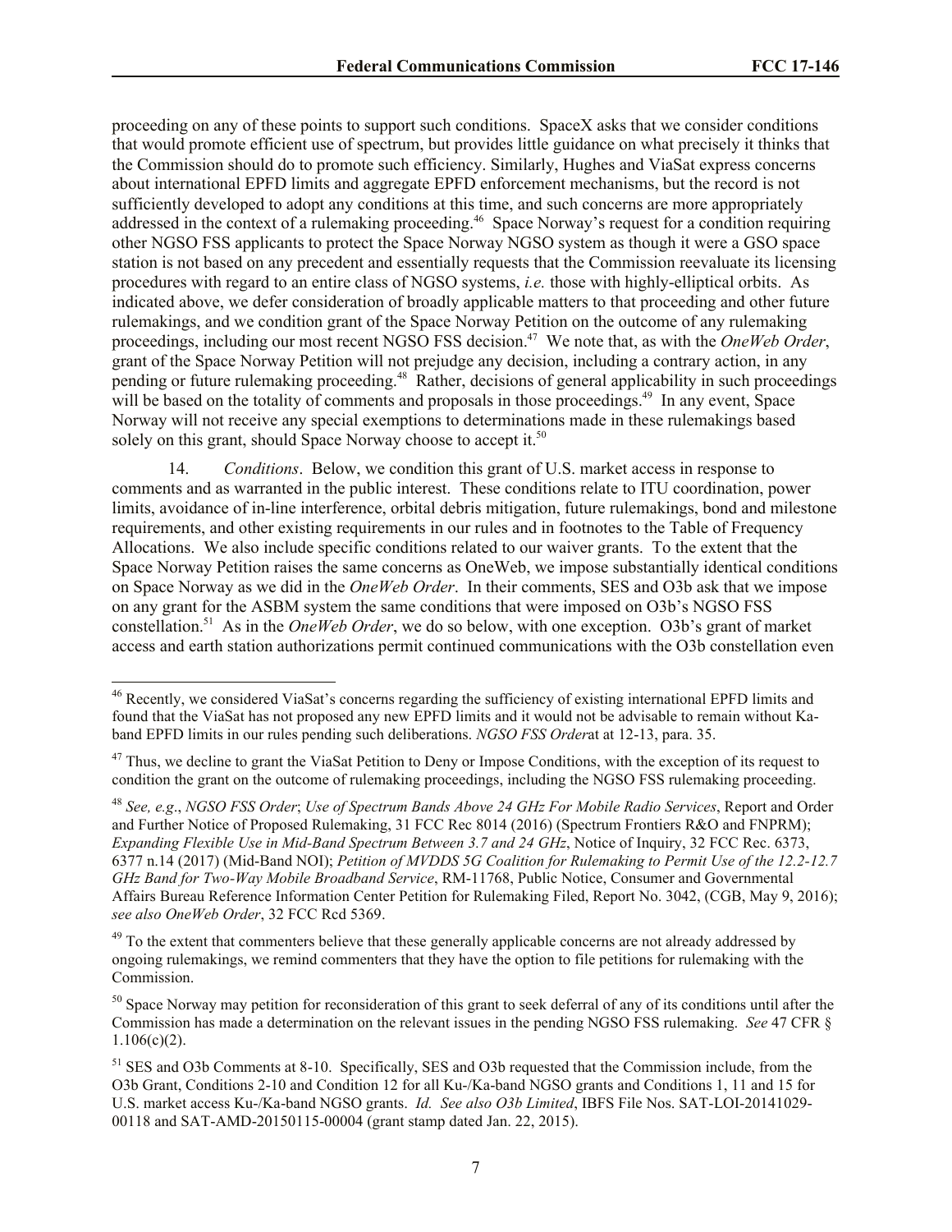proceeding on any of these points to support such conditions. SpaceX asks that we consider conditions that would promote efficient use of spectrum, but provides little guidance on what precisely it thinks that the Commission should do to promote such efficiency. Similarly, Hughes and ViaSat express concerns about international EPFD limits and aggregate EPFD enforcement mechanisms, but the record is not sufficiently developed to adopt any conditions at this time, and such concerns are more appropriately addressed in the context of a rulemaking proceeding.[46] Space Norway's request for a condition requiring other NGSO FSS applicants to protect the Space Norway NGSO system as though it were a GSO space station is not based on any precedent and essentially requests that the Commission reevaluate its licensing procedures with regard to an entire class of NGSO systems, *i.e.* those with highly-elliptical orbits. As indicated above, we defer consideration of broadly applicable matters to that proceeding and other future rulemakings, and we condition grant of the Space Norway Petition on the outcome of any rulemaking proceedings, including our most recent NGSO FSS decision.[47] We note that, as with the *OneWeb Order*, grant of the Space Norway Petition will not prejudge any decision, including a contrary action, in any pending or future rulemaking proceeding.[48] Rather, decisions of general applicability in such proceedings will be based on the totality of comments and proposals in those proceedings.[49] In any event, Space Norway will not receive any special exemptions to determinations made in these rulemakings based solely on this grant, should Space Norway choose to accept it.[50]

14. *Conditions*. Below, we condition this grant of U.S. market access in response to comments and as warranted in the public interest. These conditions relate to ITU coordination, power limits, avoidance of in-line interference, orbital debris mitigation, future rulemakings, bond and milestone requirements, and other existing requirements in our rules and in footnotes to the Table of Frequency Allocations. We also include specific conditions related to our waiver grants. To the extent that the Space Norway Petition raises the same concerns as OneWeb, we impose substantially identical conditions on Space Norway as we did in the *OneWeb Order*. In their comments, SES and O3b ask that we impose on any grant for the ASBM system the same conditions that were imposed on O3b's NGSO FSS constellation.[51] As in the *OneWeb Order*, we do so below, with one exception. O3b's grant of market access and earth station authorizations permit continued communications with the O3b constellation even

---

[46] Recently, we considered ViaSat's concerns regarding the sufficiency of existing international EPFD limits and found that the ViaSat has not proposed any new EPFD limits and it would not be advisable to remain without Ka-band EPFD limits in our rules pending such deliberations. *NGSO FSS Order*at at 12-13, para. 35.

[47] Thus, we decline to grant the ViaSat Petition to Deny or Impose Conditions, with the exception of its request to condition the grant on the outcome of rulemaking proceedings, including the NGSO FSS rulemaking proceeding.

[48] *See, e.g*., *NGSO FSS Order*; *Use of Spectrum Bands Above 24 GHz For Mobile Radio Services*, Report and Order and Further Notice of Proposed Rulemaking, 31 FCC Rec 8014 (2016) (Spectrum Frontiers R&O and FNPRM); *Expanding Flexible Use in Mid-Band Spectrum Between 3.7 and 24 GHz*, Notice of Inquiry, 32 FCC Rec. 6373, 6377 n.14 (2017) (Mid-Band NOI); *Petition of MVDDS 5G Coalition for Rulemaking to Permit Use of the 12.2-12.7 GHz Band for Two-Way Mobile Broadband Service*, RM-11768, Public Notice, Consumer and Governmental Affairs Bureau Reference Information Center Petition for Rulemaking Filed, Report No. 3042, (CGB, May 9, 2016); *see also OneWeb Order*, 32 FCC Rcd 5369.

[49] To the extent that commenters believe that these generally applicable concerns are not already addressed by ongoing rulemakings, we remind commenters that they have the option to file petitions for rulemaking with the Commission.

[50] Space Norway may petition for reconsideration of this grant to seek deferral of any of its conditions until after the Commission has made a determination on the relevant issues in the pending NGSO FSS rulemaking. *See* 47 CFR § 1.106(c)(2).

[51] SES and O3b Comments at 8-10. Specifically, SES and O3b requested that the Commission include, from the O3b Grant, Conditions 2-10 and Condition 12 for all Ku-/Ka-band NGSO grants and Conditions 1, 11 and 15 for U.S. market access Ku-/Ka-band NGSO grants. *Id. See also O3b Limited*, IBFS File Nos. SAT-LOI-20141029-00118 and SAT-AMD-20150115-00004 (grant stamp dated Jan. 22, 2015).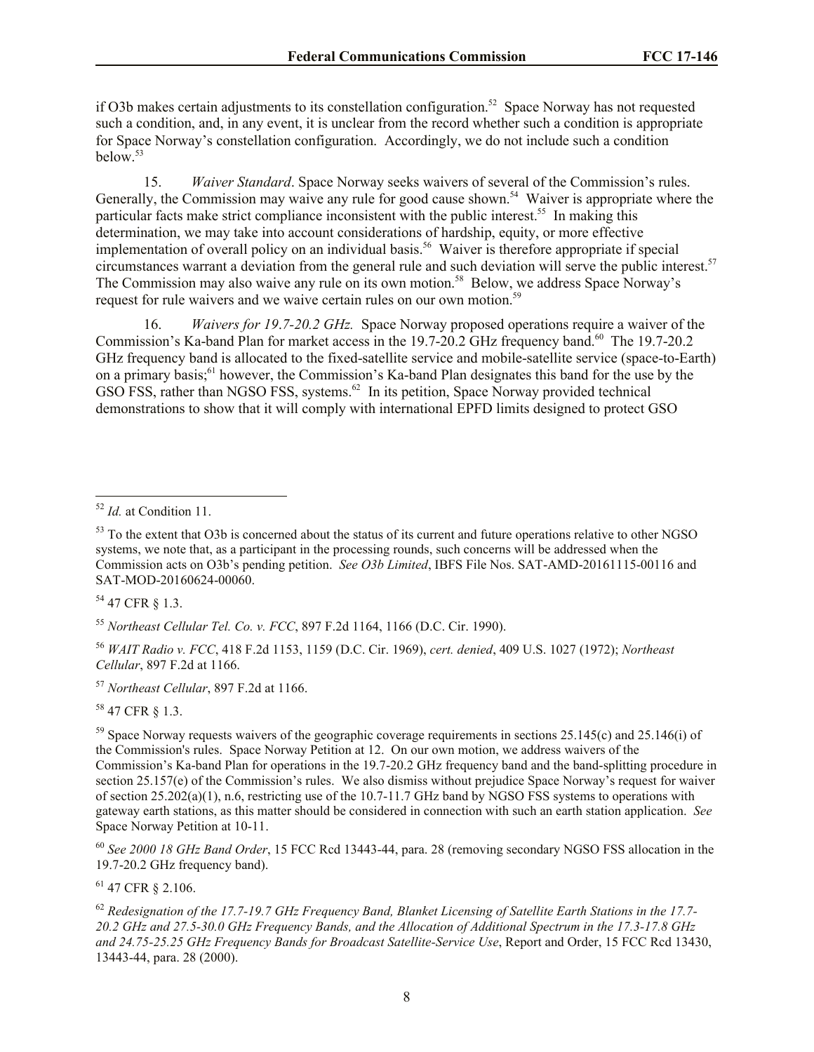if O3b makes certain adjustments to its constellation configuration.[52] Space Norway has not requested such a condition, and, in any event, it is unclear from the record whether such a condition is appropriate for Space Norway's constellation configuration. Accordingly, we do not include such a condition below.[53]

15. *Waiver Standard*. Space Norway seeks waivers of several of the Commission's rules. Generally, the Commission may waive any rule for good cause shown.[54] Waiver is appropriate where the particular facts make strict compliance inconsistent with the public interest.[55] In making this determination, we may take into account considerations of hardship, equity, or more effective implementation of overall policy on an individual basis.[56] Waiver is therefore appropriate if special circumstances warrant a deviation from the general rule and such deviation will serve the public interest.[57] The Commission may also waive any rule on its own motion.[58] Below, we address Space Norway's request for rule waivers and we waive certain rules on our own motion.[59]

16. *Waivers for 19.7-20.2 GHz.* Space Norway proposed operations require a waiver of the Commission's Ka-band Plan for market access in the 19.7-20.2 GHz frequency band.[60] The 19.7-20.2 GHz frequency band is allocated to the fixed-satellite service and mobile-satellite service (space-to-Earth) on a primary basis;[61] however, the Commission's Ka-band Plan designates this band for the use by the GSO FSS, rather than NGSO FSS, systems.[62] In its petition, Space Norway provided technical demonstrations to show that it will comply with international EPFD limits designed to protect GSO

---

[52] *Id.* at Condition 11.

[53] To the extent that O3b is concerned about the status of its current and future operations relative to other NGSO systems, we note that, as a participant in the processing rounds, such concerns will be addressed when the Commission acts on O3b's pending petition. *See O3b Limited*, IBFS File Nos. SAT-AMD-20161115-00116 and SAT-MOD-20160624-00060.

[54] 47 CFR § 1.3.

[55] *Northeast Cellular Tel. Co. v. FCC*, 897 F.2d 1164, 1166 (D.C. Cir. 1990).

[56] *WAIT Radio v. FCC*, 418 F.2d 1153, 1159 (D.C. Cir. 1969), *cert. denied*, 409 U.S. 1027 (1972); *Northeast Cellular*, 897 F.2d at 1166.

[57] *Northeast Cellular*, 897 F.2d at 1166.

[58] 47 CFR § 1.3.

[59] Space Norway requests waivers of the geographic coverage requirements in sections 25.145(c) and 25.146(i) of the Commission's rules. Space Norway Petition at 12. On our own motion, we address waivers of the Commission's Ka-band Plan for operations in the 19.7-20.2 GHz frequency band and the band-splitting procedure in section 25.157(e) of the Commission's rules. We also dismiss without prejudice Space Norway's request for waiver of section 25.202(a)(1), n.6, restricting use of the 10.7-11.7 GHz band by NGSO FSS systems to operations with gateway earth stations, as this matter should be considered in connection with such an earth station application. *See* Space Norway Petition at 10-11.

[60] *See 2000 18 GHz Band Order*, 15 FCC Rcd 13443-44, para. 28 (removing secondary NGSO FSS allocation in the 19.7-20.2 GHz frequency band).

[61] 47 CFR § 2.106.

[62] *Redesignation of the 17.7-19.7 GHz Frequency Band, Blanket Licensing of Satellite Earth Stations in the 17.7-20.2 GHz and 27.5-30.0 GHz Frequency Bands, and the Allocation of Additional Spectrum in the 17.3-17.8 GHz and 24.75-25.25 GHz Frequency Bands for Broadcast Satellite-Service Use*, Report and Order, 15 FCC Rcd 13430, 13443-44, para. 28 (2000).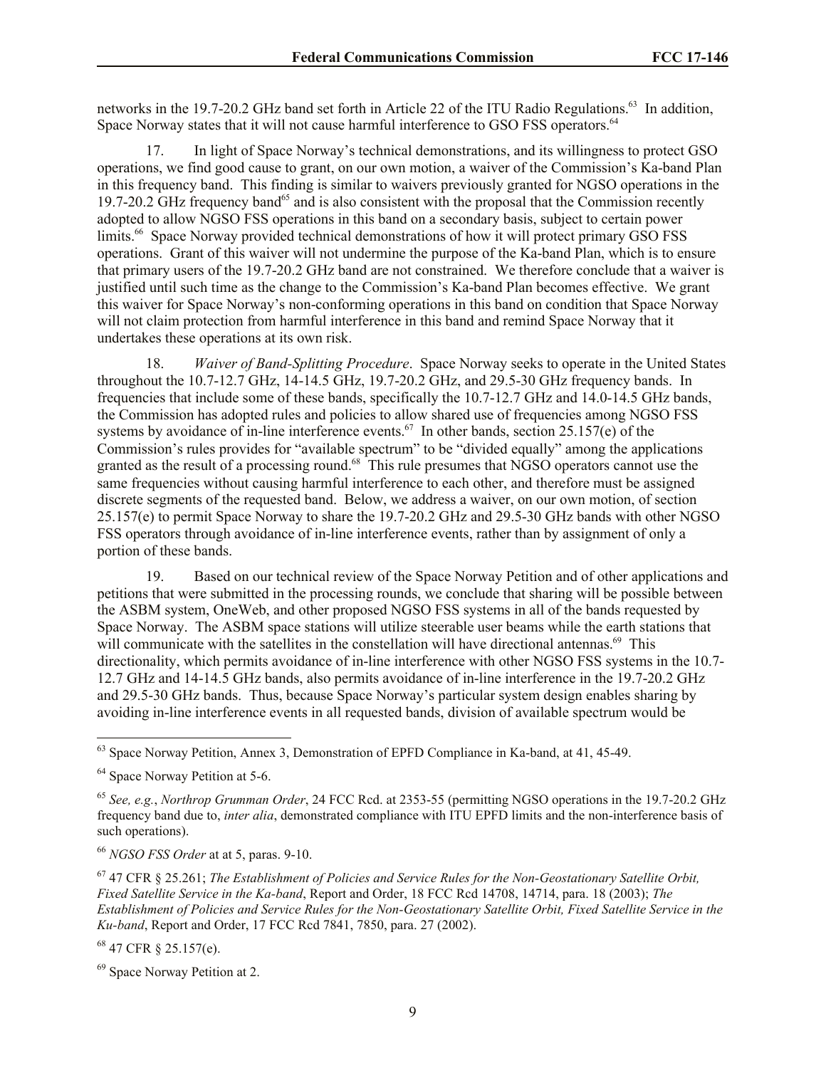networks in the 19.7-20.2 GHz band set forth in Article 22 of the ITU Radio Regulations.[63] In addition, Space Norway states that it will not cause harmful interference to GSO FSS operators.[64]

17. In light of Space Norway's technical demonstrations, and its willingness to protect GSO operations, we find good cause to grant, on our own motion, a waiver of the Commission's Ka-band Plan in this frequency band. This finding is similar to waivers previously granted for NGSO operations in the 19.7-20.2 GHz frequency band[65] and is also consistent with the proposal that the Commission recently adopted to allow NGSO FSS operations in this band on a secondary basis, subject to certain power limits.[66] Space Norway provided technical demonstrations of how it will protect primary GSO FSS operations. Grant of this waiver will not undermine the purpose of the Ka-band Plan, which is to ensure that primary users of the 19.7-20.2 GHz band are not constrained. We therefore conclude that a waiver is justified until such time as the change to the Commission's Ka-band Plan becomes effective. We grant this waiver for Space Norway's non-conforming operations in this band on condition that Space Norway will not claim protection from harmful interference in this band and remind Space Norway that it undertakes these operations at its own risk.

18. *Waiver of Band-Splitting Procedure*. Space Norway seeks to operate in the United States throughout the 10.7-12.7 GHz, 14-14.5 GHz, 19.7-20.2 GHz, and 29.5-30 GHz frequency bands. In frequencies that include some of these bands, specifically the 10.7-12.7 GHz and 14.0-14.5 GHz bands, the Commission has adopted rules and policies to allow shared use of frequencies among NGSO FSS systems by avoidance of in-line interference events.[67] In other bands, section 25.157(e) of the Commission's rules provides for "available spectrum" to be "divided equally" among the applications granted as the result of a processing round.[68] This rule presumes that NGSO operators cannot use the same frequencies without causing harmful interference to each other, and therefore must be assigned discrete segments of the requested band. Below, we address a waiver, on our own motion, of section 25.157(e) to permit Space Norway to share the 19.7-20.2 GHz and 29.5-30 GHz bands with other NGSO FSS operators through avoidance of in-line interference events, rather than by assignment of only a portion of these bands.

19. Based on our technical review of the Space Norway Petition and of other applications and petitions that were submitted in the processing rounds, we conclude that sharing will be possible between the ASBM system, OneWeb, and other proposed NGSO FSS systems in all of the bands requested by Space Norway. The ASBM space stations will utilize steerable user beams while the earth stations that will communicate with the satellites in the constellation will have directional antennas.[69] This directionality, which permits avoidance of in-line interference with other NGSO FSS systems in the 10.7-12.7 GHz and 14-14.5 GHz bands, also permits avoidance of in-line interference in the 19.7-20.2 GHz and 29.5-30 GHz bands. Thus, because Space Norway's particular system design enables sharing by avoiding in-line interference events in all requested bands, division of available spectrum would be

---

[63] Space Norway Petition, Annex 3, Demonstration of EPFD Compliance in Ka-band, at 41, 45-49.

[64] Space Norway Petition at 5-6.

[65] *See, e.g.*, *Northrop Grumman Order*, 24 FCC Rcd. at 2353-55 (permitting NGSO operations in the 19.7-20.2 GHz frequency band due to, *inter alia*, demonstrated compliance with ITU EPFD limits and the non-interference basis of such operations).

[66] *NGSO FSS Order* at at 5, paras. 9-10.

[67] 47 CFR § 25.261; *The Establishment of Policies and Service Rules for the Non-Geostationary Satellite Orbit, Fixed Satellite Service in the Ka-band*, Report and Order, 18 FCC Rcd 14708, 14714, para. 18 (2003); *The Establishment of Policies and Service Rules for the Non-Geostationary Satellite Orbit, Fixed Satellite Service in the Ku-band*, Report and Order, 17 FCC Rcd 7841, 7850, para. 27 (2002).

[68] 47 CFR § 25.157(e).

[69] Space Norway Petition at 2.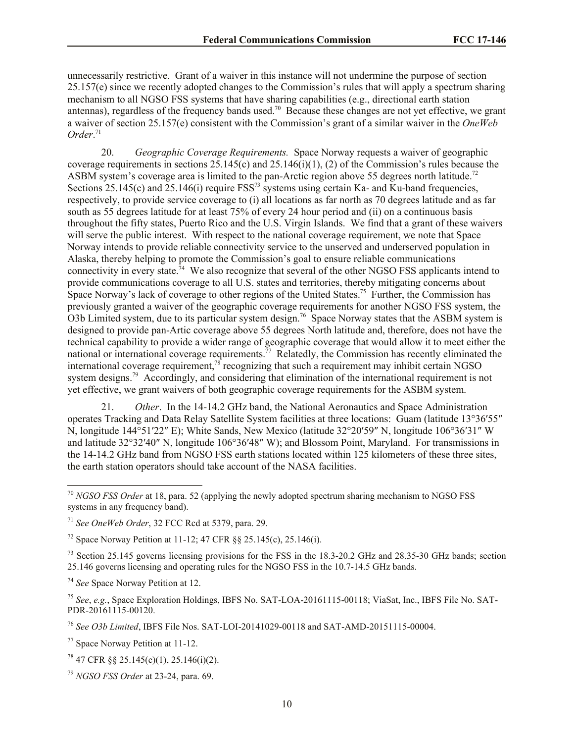unnecessarily restrictive. Grant of a waiver in this instance will not undermine the purpose of section 25.157(e) since we recently adopted changes to the Commission's rules that will apply a spectrum sharing mechanism to all NGSO FSS systems that have sharing capabilities (e.g., directional earth station antennas), regardless of the frequency bands used.[70] Because these changes are not yet effective, we grant a waiver of section 25.157(e) consistent with the Commission's grant of a similar waiver in the *OneWeb Order*.[71]

20. *Geographic Coverage Requirements.* Space Norway requests a waiver of geographic coverage requirements in sections 25.145(c) and 25.146(i)(1), (2) of the Commission's rules because the ASBM system's coverage area is limited to the pan-Arctic region above 55 degrees north latitude.[72] Sections 25.145(c) and 25.146(i) require FSS[73] systems using certain Ka- and Ku-band frequencies, respectively, to provide service coverage to (i) all locations as far north as 70 degrees latitude and as far south as 55 degrees latitude for at least 75% of every 24 hour period and (ii) on a continuous basis throughout the fifty states, Puerto Rico and the U.S. Virgin Islands. We find that a grant of these waivers will serve the public interest. With respect to the national coverage requirement, we note that Space Norway intends to provide reliable connectivity service to the unserved and underserved population in Alaska, thereby helping to promote the Commission's goal to ensure reliable communications connectivity in every state.[74] We also recognize that several of the other NGSO FSS applicants intend to provide communications coverage to all U.S. states and territories, thereby mitigating concerns about Space Norway's lack of coverage to other regions of the United States.[75] Further, the Commission has previously granted a waiver of the geographic coverage requirements for another NGSO FSS system, the O3b Limited system, due to its particular system design.[76] Space Norway states that the ASBM system is designed to provide pan-Artic coverage above 55 degrees North latitude and, therefore, does not have the technical capability to provide a wider range of geographic coverage that would allow it to meet either the national or international coverage requirements.[77] Relatedly, the Commission has recently eliminated the international coverage requirement,[78] recognizing that such a requirement may inhibit certain NGSO system designs.[79] Accordingly, and considering that elimination of the international requirement is not yet effective, we grant waivers of both geographic coverage requirements for the ASBM system.

21. *Other*. In the 14-14.2 GHz band, the National Aeronautics and Space Administration operates Tracking and Data Relay Satellite System facilities at three locations: Guam (latitude 13°36′55″ N, longitude 144°51′22″ E); White Sands, New Mexico (latitude 32°20′59″ N, longitude 106°36′31″ W and latitude 32°32′40″ N, longitude 106°36′48″ W); and Blossom Point, Maryland. For transmissions in the 14-14.2 GHz band from NGSO FSS earth stations located within 125 kilometers of these three sites, the earth station operators should take account of the NASA facilities.

---

[70] *NGSO FSS Order* at 18, para. 52 (applying the newly adopted spectrum sharing mechanism to NGSO FSS systems in any frequency band).

[71] *See OneWeb Order*, 32 FCC Rcd at 5379, para. 29.

[72] Space Norway Petition at 11-12; 47 CFR §§ 25.145(c), 25.146(i).

[73] Section 25.145 governs licensing provisions for the FSS in the 18.3-20.2 GHz and 28.35-30 GHz bands; section 25.146 governs licensing and operating rules for the NGSO FSS in the 10.7-14.5 GHz bands.

[74] *See* Space Norway Petition at 12.

[75] *See*, *e.g.*, Space Exploration Holdings, IBFS No. SAT-LOA-20161115-00118; ViaSat, Inc., IBFS File No. SAT-PDR-20161115-00120.

[76] *See O3b Limited*, IBFS File Nos. SAT-LOI-20141029-00118 and SAT-AMD-20151115-00004.

[77] Space Norway Petition at 11-12.

[78] 47 CFR §§ 25.145(c)(1), 25.146(i)(2).

[79] *NGSO FSS Order* at 23-24, para. 69.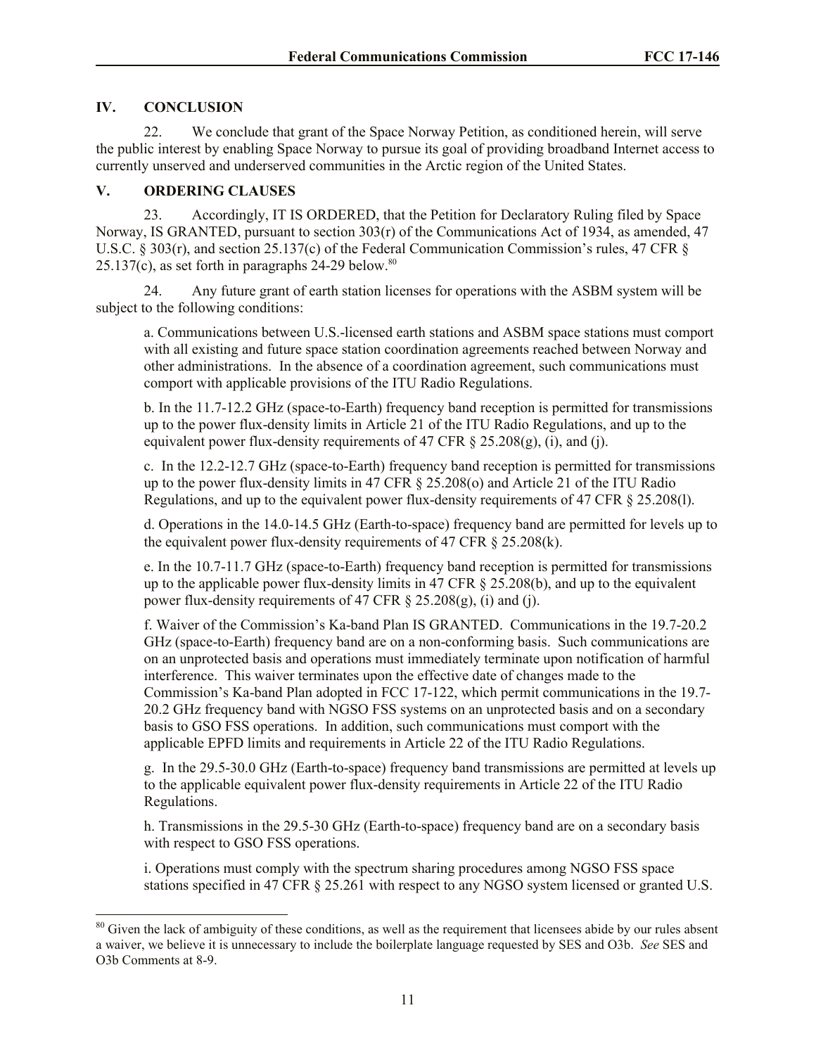## IV. CONCLUSION

22. We conclude that grant of the Space Norway Petition, as conditioned herein, will serve the public interest by enabling Space Norway to pursue its goal of providing broadband Internet access to currently unserved and underserved communities in the Arctic region of the United States.

## V. ORDERING CLAUSES

23. Accordingly, IT IS ORDERED, that the Petition for Declaratory Ruling filed by Space Norway, IS GRANTED, pursuant to section 303(r) of the Communications Act of 1934, as amended, 47 U.S.C. § 303(r), and section 25.137(c) of the Federal Communication Commission's rules, 47 CFR § 25.137(c), as set forth in paragraphs 24-29 below.[80]

24. Any future grant of earth station licenses for operations with the ASBM system will be subject to the following conditions:

a. Communications between U.S.-licensed earth stations and ASBM space stations must comport with all existing and future space station coordination agreements reached between Norway and other administrations. In the absence of a coordination agreement, such communications must comport with applicable provisions of the ITU Radio Regulations.

b. In the 11.7-12.2 GHz (space-to-Earth) frequency band reception is permitted for transmissions up to the power flux-density limits in Article 21 of the ITU Radio Regulations, and up to the equivalent power flux-density requirements of 47 CFR § 25.208(g), (i), and (j).

c. In the 12.2-12.7 GHz (space-to-Earth) frequency band reception is permitted for transmissions up to the power flux-density limits in 47 CFR § 25.208(o) and Article 21 of the ITU Radio Regulations, and up to the equivalent power flux-density requirements of 47 CFR § 25.208(l).

d. Operations in the 14.0-14.5 GHz (Earth-to-space) frequency band are permitted for levels up to the equivalent power flux-density requirements of 47 CFR § 25.208(k).

e. In the 10.7-11.7 GHz (space-to-Earth) frequency band reception is permitted for transmissions up to the applicable power flux-density limits in 47 CFR § 25.208(b), and up to the equivalent power flux-density requirements of 47 CFR § 25.208(g), (i) and (j).

f. Waiver of the Commission's Ka-band Plan IS GRANTED. Communications in the 19.7-20.2 GHz (space-to-Earth) frequency band are on a non-conforming basis. Such communications are on an unprotected basis and operations must immediately terminate upon notification of harmful interference. This waiver terminates upon the effective date of changes made to the Commission's Ka-band Plan adopted in FCC 17-122, which permit communications in the 19.7-20.2 GHz frequency band with NGSO FSS systems on an unprotected basis and on a secondary basis to GSO FSS operations. In addition, such communications must comport with the applicable EPFD limits and requirements in Article 22 of the ITU Radio Regulations.

g. In the 29.5-30.0 GHz (Earth-to-space) frequency band transmissions are permitted at levels up to the applicable equivalent power flux-density requirements in Article 22 of the ITU Radio Regulations.

h. Transmissions in the 29.5-30 GHz (Earth-to-space) frequency band are on a secondary basis with respect to GSO FSS operations.

i. Operations must comply with the spectrum sharing procedures among NGSO FSS space stations specified in 47 CFR § 25.261 with respect to any NGSO system licensed or granted U.S.

---

[80] Given the lack of ambiguity of these conditions, as well as the requirement that licensees abide by our rules absent a waiver, we believe it is unnecessary to include the boilerplate language requested by SES and O3b. *See* SES and O3b Comments at 8-9.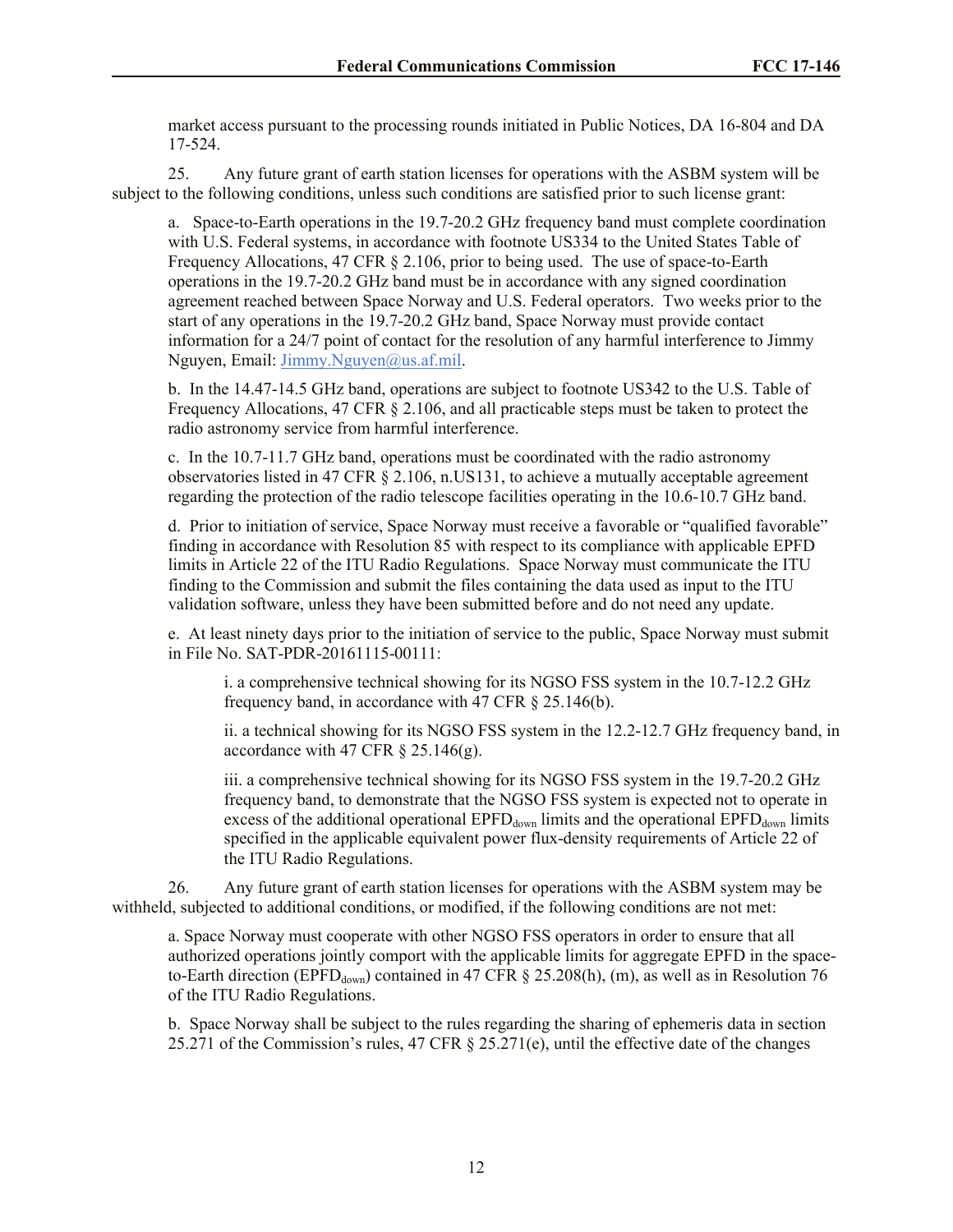market access pursuant to the processing rounds initiated in Public Notices, DA 16-804 and DA 17-524.

25. Any future grant of earth station licenses for operations with the ASBM system will be subject to the following conditions, unless such conditions are satisfied prior to such license grant:

a. Space-to-Earth operations in the 19.7-20.2 GHz frequency band must complete coordination with U.S. Federal systems, in accordance with footnote US334 to the United States Table of Frequency Allocations, 47 CFR § 2.106, prior to being used. The use of space-to-Earth operations in the 19.7-20.2 GHz band must be in accordance with any signed coordination agreement reached between Space Norway and U.S. Federal operators. Two weeks prior to the start of any operations in the 19.7-20.2 GHz band, Space Norway must provide contact information for a 24/7 point of contact for the resolution of any harmful interference to Jimmy Nguyen, Email: Jimmy.Nguyen@us.af.mil.

b. In the 14.47-14.5 GHz band, operations are subject to footnote US342 to the U.S. Table of Frequency Allocations, 47 CFR § 2.106, and all practicable steps must be taken to protect the radio astronomy service from harmful interference.

c. In the 10.7-11.7 GHz band, operations must be coordinated with the radio astronomy observatories listed in 47 CFR § 2.106, n.US131, to achieve a mutually acceptable agreement regarding the protection of the radio telescope facilities operating in the 10.6-10.7 GHz band.

d. Prior to initiation of service, Space Norway must receive a favorable or "qualified favorable" finding in accordance with Resolution 85 with respect to its compliance with applicable EPFD limits in Article 22 of the ITU Radio Regulations. Space Norway must communicate the ITU finding to the Commission and submit the files containing the data used as input to the ITU validation software, unless they have been submitted before and do not need any update.

e. At least ninety days prior to the initiation of service to the public, Space Norway must submit in File No. SAT-PDR-20161115-00111:

i. a comprehensive technical showing for its NGSO FSS system in the 10.7-12.2 GHz frequency band, in accordance with 47 CFR § 25.146(b).

ii. a technical showing for its NGSO FSS system in the 12.2-12.7 GHz frequency band, in accordance with 47 CFR § 25.146(g).

iii. a comprehensive technical showing for its NGSO FSS system in the 19.7-20.2 GHz frequency band, to demonstrate that the NGSO FSS system is expected not to operate in excess of the additional operational $EPFD_{down}$ limits and the operational $EPFD_{down}$ limits specified in the applicable equivalent power flux-density requirements of Article 22 of the ITU Radio Regulations.

26. Any future grant of earth station licenses for operations with the ASBM system may be withheld, subjected to additional conditions, or modified, if the following conditions are not met:

a. Space Norway must cooperate with other NGSO FSS operators in order to ensure that all authorized operations jointly comport with the applicable limits for aggregate EPFD in the space-to-Earth direction ($EPFD_{down}$) contained in 47 CFR § 25.208(h), (m), as well as in Resolution 76 of the ITU Radio Regulations.

b. Space Norway shall be subject to the rules regarding the sharing of ephemeris data in section 25.271 of the Commission's rules, 47 CFR § 25.271(e), until the effective date of the changes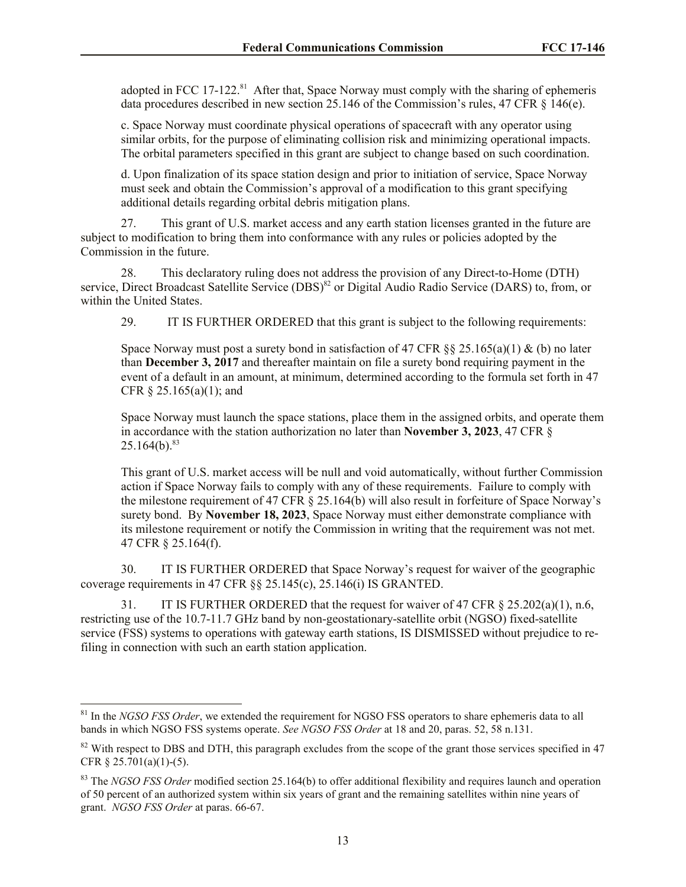adopted in FCC 17-122.[81] After that, Space Norway must comply with the sharing of ephemeris data procedures described in new section 25.146 of the Commission's rules, 47 CFR § 146(e).

c. Space Norway must coordinate physical operations of spacecraft with any operator using similar orbits, for the purpose of eliminating collision risk and minimizing operational impacts. The orbital parameters specified in this grant are subject to change based on such coordination.

d. Upon finalization of its space station design and prior to initiation of service, Space Norway must seek and obtain the Commission's approval of a modification to this grant specifying additional details regarding orbital debris mitigation plans.

27. This grant of U.S. market access and any earth station licenses granted in the future are subject to modification to bring them into conformance with any rules or policies adopted by the Commission in the future.

28. This declaratory ruling does not address the provision of any Direct-to-Home (DTH) service, Direct Broadcast Satellite Service (DBS)[82] or Digital Audio Radio Service (DARS) to, from, or within the United States.

29. IT IS FURTHER ORDERED that this grant is subject to the following requirements:

Space Norway must post a surety bond in satisfaction of 47 CFR §§ 25.165(a)(1) & (b) no later than **December 3, 2017** and thereafter maintain on file a surety bond requiring payment in the event of a default in an amount, at minimum, determined according to the formula set forth in 47 CFR § 25.165(a)(1); and

Space Norway must launch the space stations, place them in the assigned orbits, and operate them in accordance with the station authorization no later than **November 3, 2023**, 47 CFR § 25.164(b).[83]

This grant of U.S. market access will be null and void automatically, without further Commission action if Space Norway fails to comply with any of these requirements. Failure to comply with the milestone requirement of 47 CFR § 25.164(b) will also result in forfeiture of Space Norway's surety bond. By **November 18, 2023**, Space Norway must either demonstrate compliance with its milestone requirement or notify the Commission in writing that the requirement was not met. 47 CFR § 25.164(f).

30. IT IS FURTHER ORDERED that Space Norway's request for waiver of the geographic coverage requirements in 47 CFR §§ 25.145(c), 25.146(i) IS GRANTED.

31. IT IS FURTHER ORDERED that the request for waiver of 47 CFR § 25.202(a)(1), n.6, restricting use of the 10.7-11.7 GHz band by non-geostationary-satellite orbit (NGSO) fixed-satellite service (FSS) systems to operations with gateway earth stations, IS DISMISSED without prejudice to re-filing in connection with such an earth station application.

---

[81] In the *NGSO FSS Order*, we extended the requirement for NGSO FSS operators to share ephemeris data to all bands in which NGSO FSS systems operate. *See NGSO FSS Order* at 18 and 20, paras. 52, 58 n.131.

[82] With respect to DBS and DTH, this paragraph excludes from the scope of the grant those services specified in 47 CFR § 25.701(a)(1)-(5).

[83] The *NGSO FSS Order* modified section 25.164(b) to offer additional flexibility and requires launch and operation of 50 percent of an authorized system within six years of grant and the remaining satellites within nine years of grant. *NGSO FSS Order* at paras. 66-67.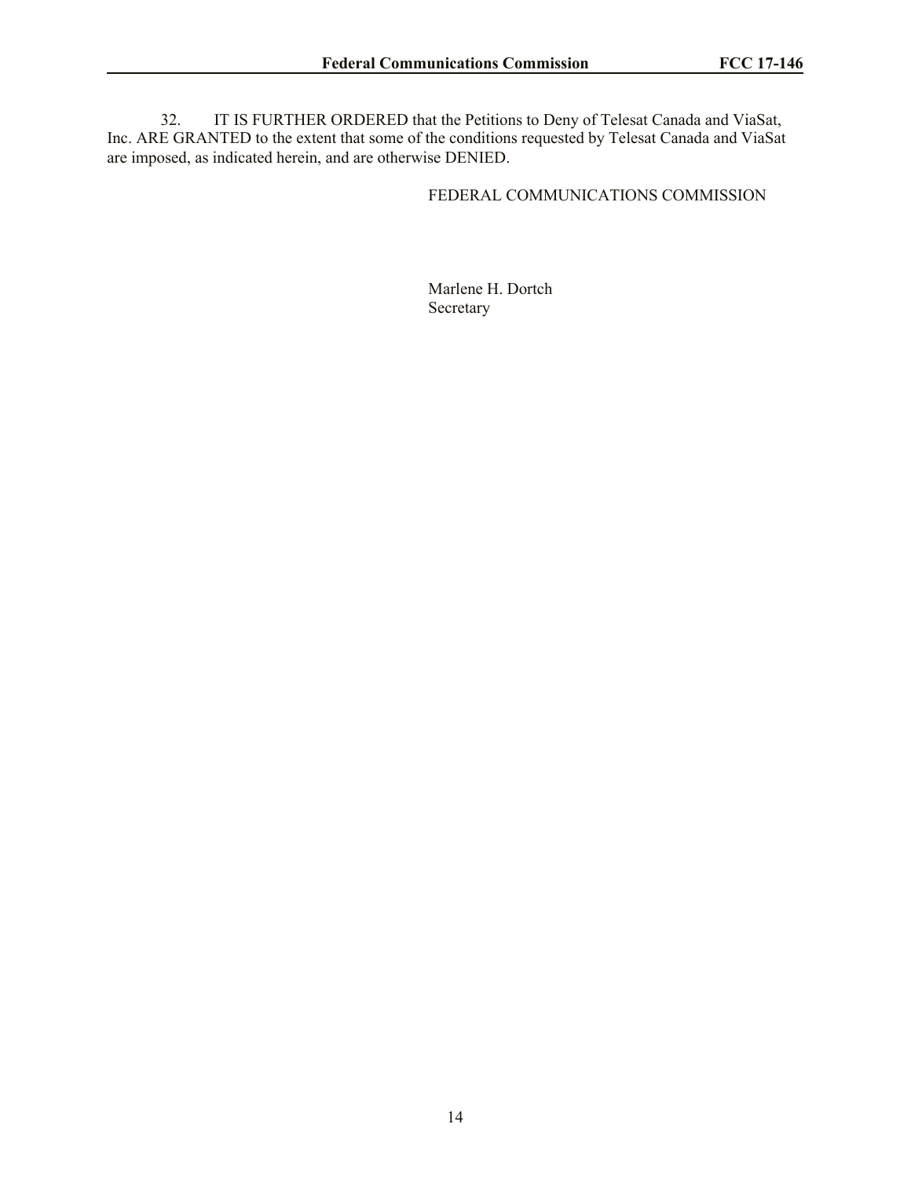32. IT IS FURTHER ORDERED that the Petitions to Deny of Telesat Canada and ViaSat, Inc. ARE GRANTED to the extent that some of the conditions requested by Telesat Canada and ViaSat are imposed, as indicated herein, and are otherwise DENIED.

FEDERAL COMMUNICATIONS COMMISSION

Marlene H. Dortch
Secretary